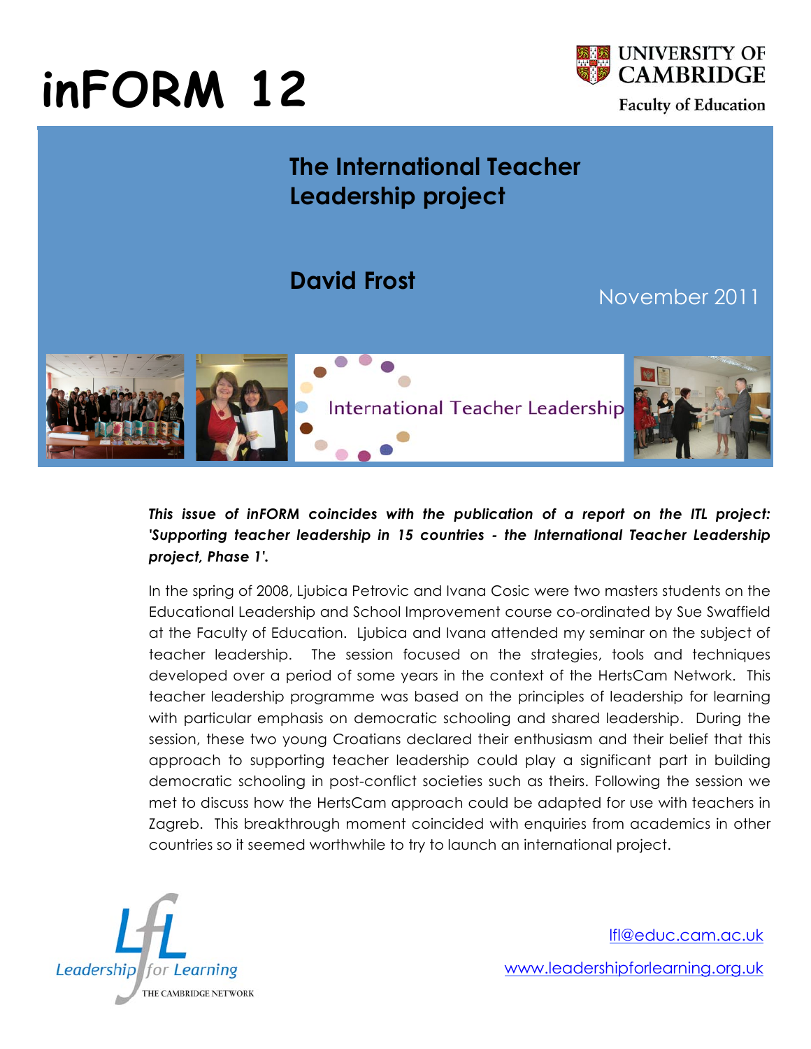# inFORM 12

UNIVERSITY OF CAMBRIDGE
Faculty of Education

## The International Teacher Leadership project

**David Frost**

November 2011

International Teacher Leadership

***This issue of inFORM coincides with the publication of a report on the ITL project: 'Supporting teacher leadership in 15 countries - the International Teacher Leadership project, Phase 1'.***

In the spring of 2008, Ljubica Petrovic and Ivana Cosic were two masters students on the Educational Leadership and School Improvement course co-ordinated by Sue Swaffield at the Faculty of Education. Ljubica and Ivana attended my seminar on the subject of teacher leadership. The session focused on the strategies, tools and techniques developed over a period of some years in the context of the HertsCam Network. This teacher leadership programme was based on the principles of leadership for learning with particular emphasis on democratic schooling and shared leadership. During the session, these two young Croatians declared their enthusiasm and their belief that this approach to supporting teacher leadership could play a significant part in building democratic schooling in post-conflict societies such as theirs. Following the session we met to discuss how the HertsCam approach could be adapted for use with teachers in Zagreb. This breakthrough moment coincided with enquiries from academics in other countries so it seemed worthwhile to try to launch an international project.

Leadership for Learning
THE CAMBRIDGE NETWORK

lfl@educ.cam.ac.uk

www.leadershipforlearning.org.uk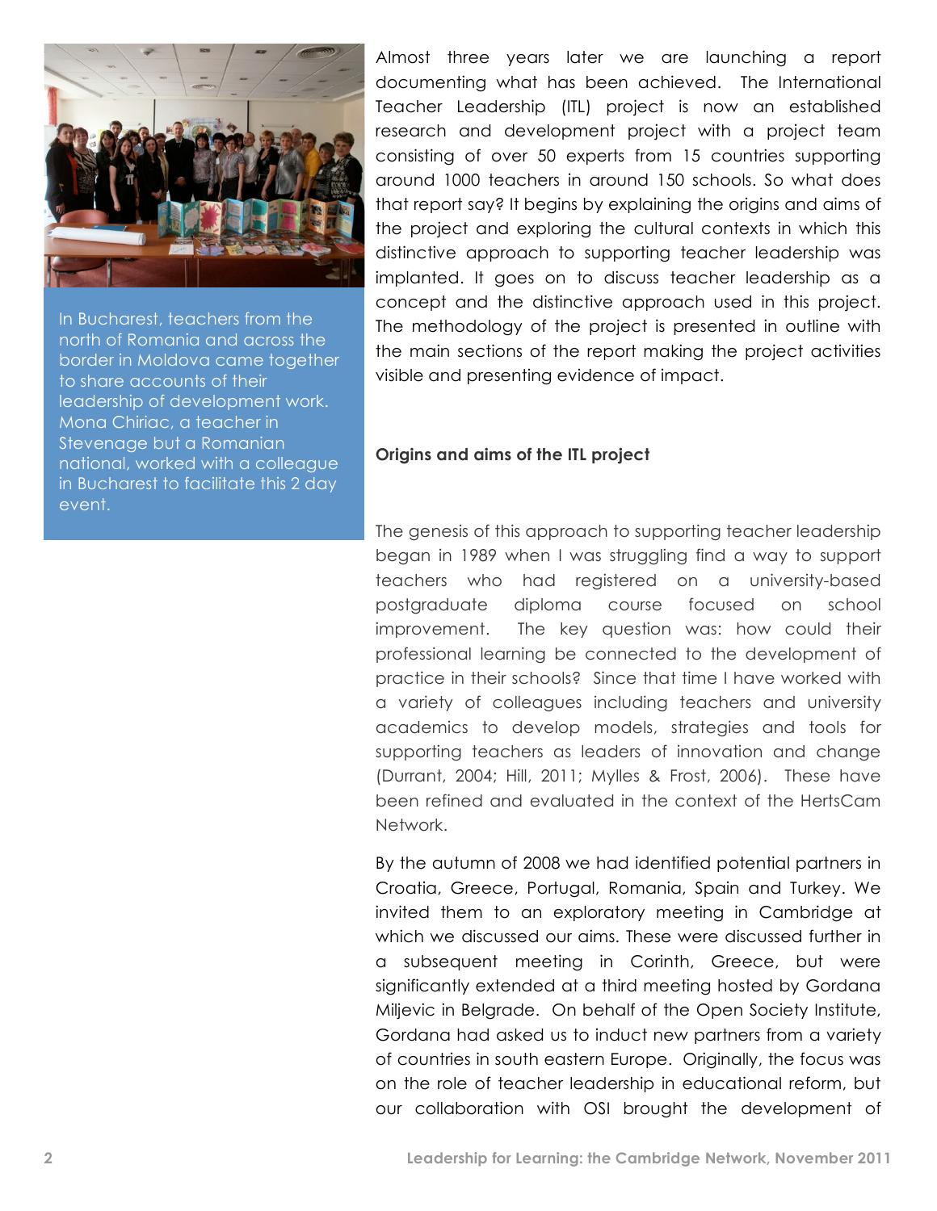In Bucharest, teachers from the north of Romania and across the border in Moldova came together to share accounts of their leadership of development work. Mona Chiriac, a teacher in Stevenage but a Romanian national, worked with a colleague in Bucharest to facilitate this 2 day event.

Almost three years later we are launching a report documenting what has been achieved. The International Teacher Leadership (ITL) project is now an established research and development project with a project team consisting of over 50 experts from 15 countries supporting around 1000 teachers in around 150 schools. So what does that report say? It begins by explaining the origins and aims of the project and exploring the cultural contexts in which this distinctive approach to supporting teacher leadership was implanted. It goes on to discuss teacher leadership as a concept and the distinctive approach used in this project. The methodology of the project is presented in outline with the main sections of the report making the project activities visible and presenting evidence of impact.

**Origins and aims of the ITL project**

The genesis of this approach to supporting teacher leadership began in 1989 when I was struggling find a way to support teachers who had registered on a university-based postgraduate diploma course focused on school improvement. The key question was: how could their professional learning be connected to the development of practice in their schools? Since that time I have worked with a variety of colleagues including teachers and university academics to develop models, strategies and tools for supporting teachers as leaders of innovation and change (Durrant, 2004; Hill, 2011; Mylles & Frost, 2006). These have been refined and evaluated in the context of the HertsCam Network.

By the autumn of 2008 we had identified potential partners in Croatia, Greece, Portugal, Romania, Spain and Turkey. We invited them to an exploratory meeting in Cambridge at which we discussed our aims. These were discussed further in a subsequent meeting in Corinth, Greece, but were significantly extended at a third meeting hosted by Gordana Miljevic in Belgrade. On behalf of the Open Society Institute, Gordana had asked us to induct new partners from a variety of countries in south eastern Europe. Originally, the focus was on the role of teacher leadership in educational reform, but our collaboration with OSI brought the development of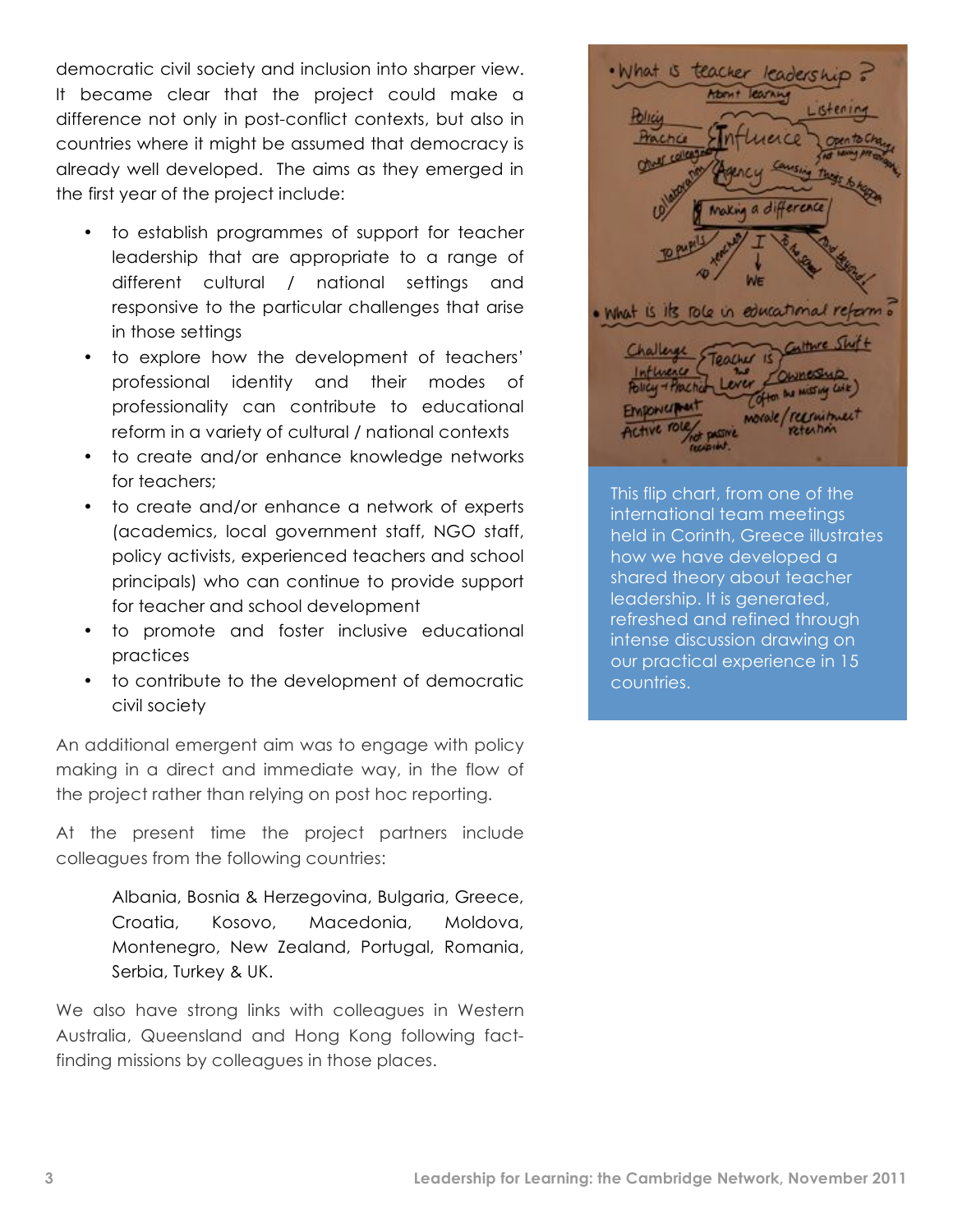democratic civil society and inclusion into sharper view. It became clear that the project could make a difference not only in post-conflict contexts, but also in countries where it might be assumed that democracy is already well developed. The aims as they emerged in the first year of the project include:

- to establish programmes of support for teacher leadership that are appropriate to a range of different cultural / national settings and responsive to the particular challenges that arise in those settings
- to explore how the development of teachers' professional identity and their modes of professionality can contribute to educational reform in a variety of cultural / national contexts
- to create and/or enhance knowledge networks for teachers;
- to create and/or enhance a network of experts (academics, local government staff, NGO staff, policy activists, experienced teachers and school principals) who can continue to provide support for teacher and school development
- to promote and foster inclusive educational practices
- to contribute to the development of democratic civil society

An additional emergent aim was to engage with policy making in a direct and immediate way, in the flow of the project rather than relying on post hoc reporting.

At the present time the project partners include colleagues from the following countries:

> Albania, Bosnia & Herzegovina, Bulgaria, Greece, Croatia, Kosovo, Macedonia, Moldova, Montenegro, New Zealand, Portugal, Romania, Serbia, Turkey & UK.

We also have strong links with colleagues in Western Australia, Queensland and Hong Kong following fact-finding missions by colleagues in those places.

This flip chart, from one of the international team meetings held in Corinth, Greece illustrates how we have developed a shared theory about teacher leadership. It is generated, refreshed and refined through intense discussion drawing on our practical experience in 15 countries.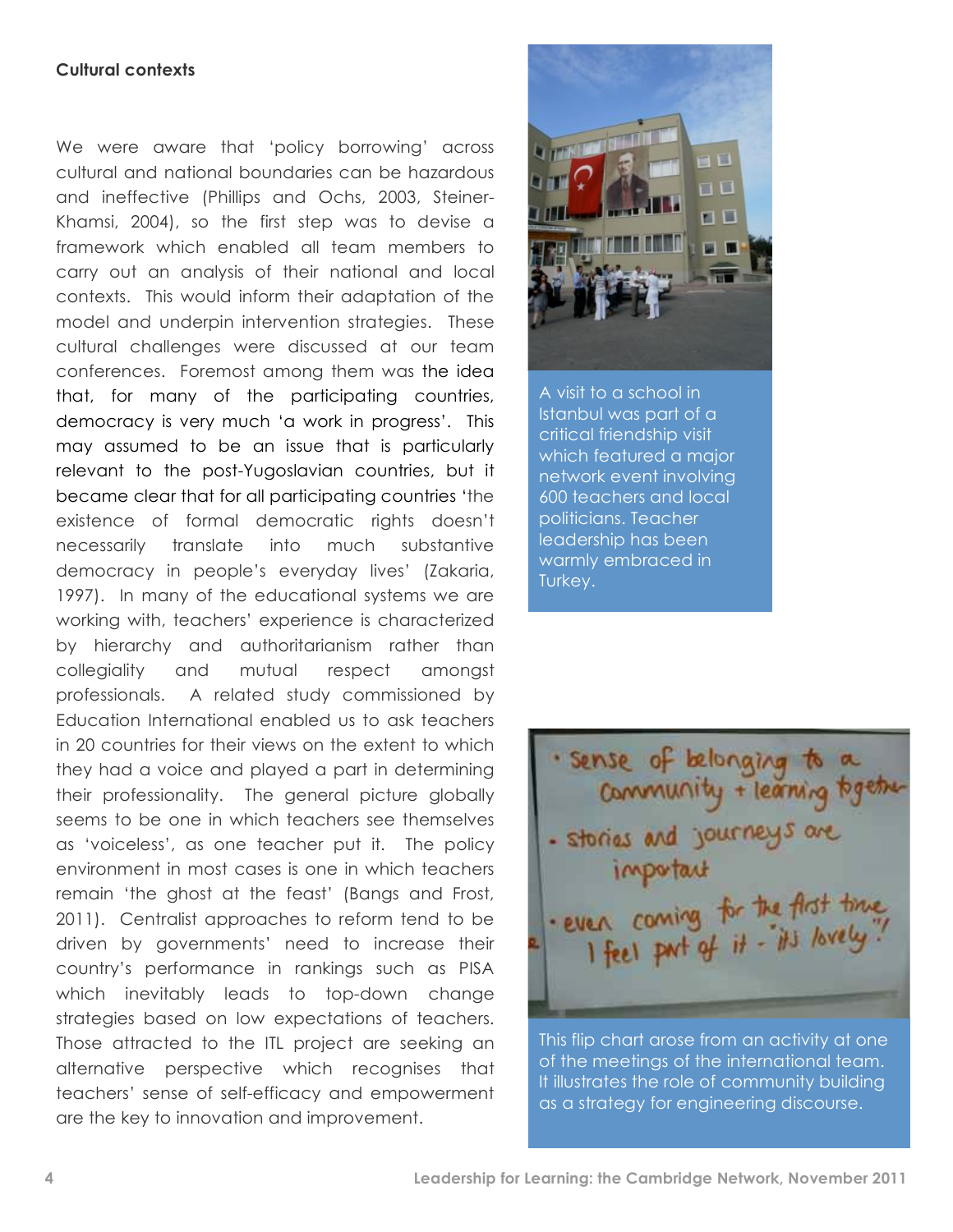### Cultural contexts

We were aware that 'policy borrowing' across cultural and national boundaries can be hazardous and ineffective (Phillips and Ochs, 2003, Steiner-Khamsi, 2004), so the first step was to devise a framework which enabled all team members to carry out an analysis of their national and local contexts. This would inform their adaptation of the model and underpin intervention strategies. These cultural challenges were discussed at our team conferences. Foremost among them was the idea that, for many of the participating countries, democracy is very much 'a work in progress'. This may assumed to be an issue that is particularly relevant to the post-Yugoslavian countries, but it became clear that for all participating countries 'the existence of formal democratic rights doesn't necessarily translate into much substantive democracy in people's everyday lives' (Zakaria, 1997). In many of the educational systems we are working with, teachers' experience is characterized by hierarchy and authoritarianism rather than collegiality and mutual respect amongst professionals. A related study commissioned by Education International enabled us to ask teachers in 20 countries for their views on the extent to which they had a voice and played a part in determining their professionality. The general picture globally seems to be one in which teachers see themselves as 'voiceless', as one teacher put it. The policy environment in most cases is one in which teachers remain 'the ghost at the feast' (Bangs and Frost, 2011). Centralist approaches to reform tend to be driven by governments' need to increase their country's performance in rankings such as PISA which inevitably leads to top-down change strategies based on low expectations of teachers. Those attracted to the ITL project are seeking an alternative perspective which recognises that teachers' sense of self-efficacy and empowerment are the key to innovation and improvement.

A visit to a school in Istanbul was part of a critical friendship visit which featured a major network event involving 600 teachers and local politicians. Teacher leadership has been warmly embraced in Turkey.

This flip chart arose from an activity at one of the meetings of the international team. It illustrates the role of community building as a strategy for engineering discourse.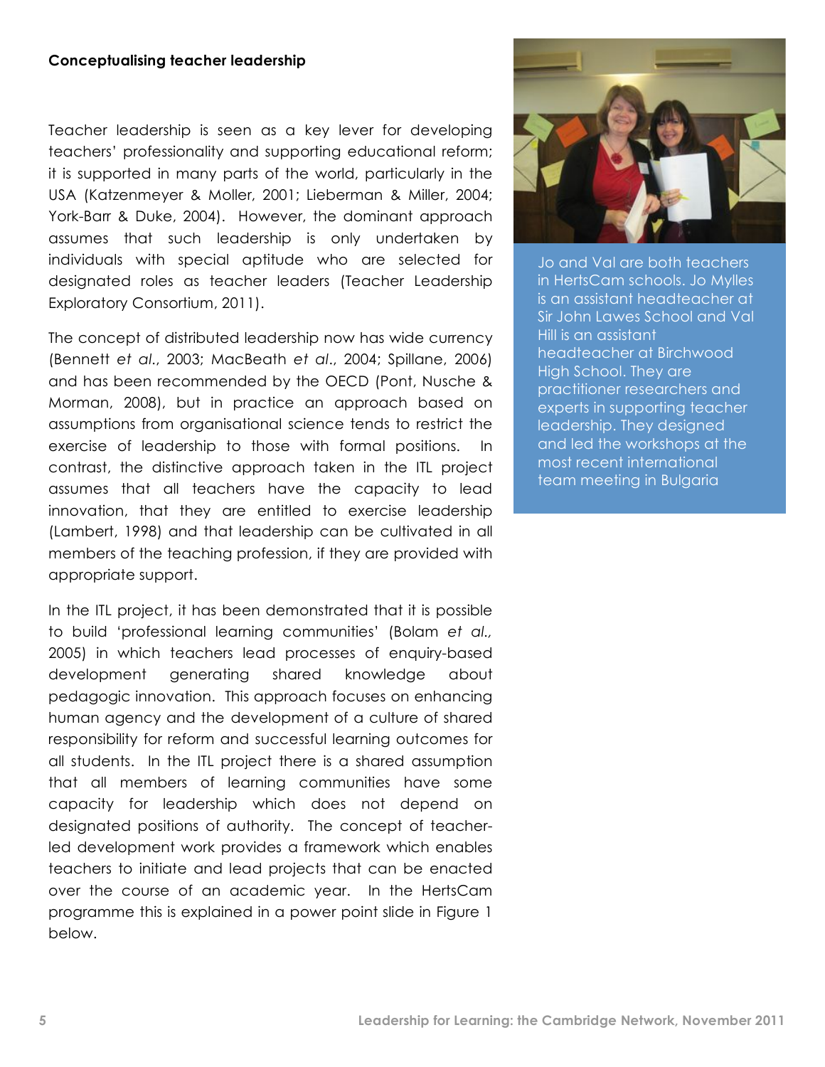**Conceptualising teacher leadership**

Teacher leadership is seen as a key lever for developing teachers' professionality and supporting educational reform; it is supported in many parts of the world, particularly in the USA (Katzenmeyer & Moller, 2001; Lieberman & Miller, 2004; York-Barr & Duke, 2004). However, the dominant approach assumes that such leadership is only undertaken by individuals with special aptitude who are selected for designated roles as teacher leaders (Teacher Leadership Exploratory Consortium, 2011).

The concept of distributed leadership now has wide currency (Bennett *et al*., 2003; MacBeath *et al*., 2004; Spillane, 2006) and has been recommended by the OECD (Pont, Nusche & Morman, 2008), but in practice an approach based on assumptions from organisational science tends to restrict the exercise of leadership to those with formal positions. In contrast, the distinctive approach taken in the ITL project assumes that all teachers have the capacity to lead innovation, that they are entitled to exercise leadership (Lambert, 1998) and that leadership can be cultivated in all members of the teaching profession, if they are provided with appropriate support.

In the ITL project, it has been demonstrated that it is possible to build 'professional learning communities' (Bolam *et al.,* 2005) in which teachers lead processes of enquiry-based development generating shared knowledge about pedagogic innovation. This approach focuses on enhancing human agency and the development of a culture of shared responsibility for reform and successful learning outcomes for all students. In the ITL project there is a shared assumption that all members of learning communities have some capacity for leadership which does not depend on designated positions of authority. The concept of teacher-led development work provides a framework which enables teachers to initiate and lead projects that can be enacted over the course of an academic year. In the HertsCam programme this is explained in a power point slide in Figure 1 below.

Jo and Val are both teachers in HertsCam schools. Jo Mylles is an assistant headteacher at Sir John Lawes School and Val Hill is an assistant headteacher at Birchwood High School. They are practitioner researchers and experts in supporting teacher leadership. They designed and led the workshops at the most recent international team meeting in Bulgaria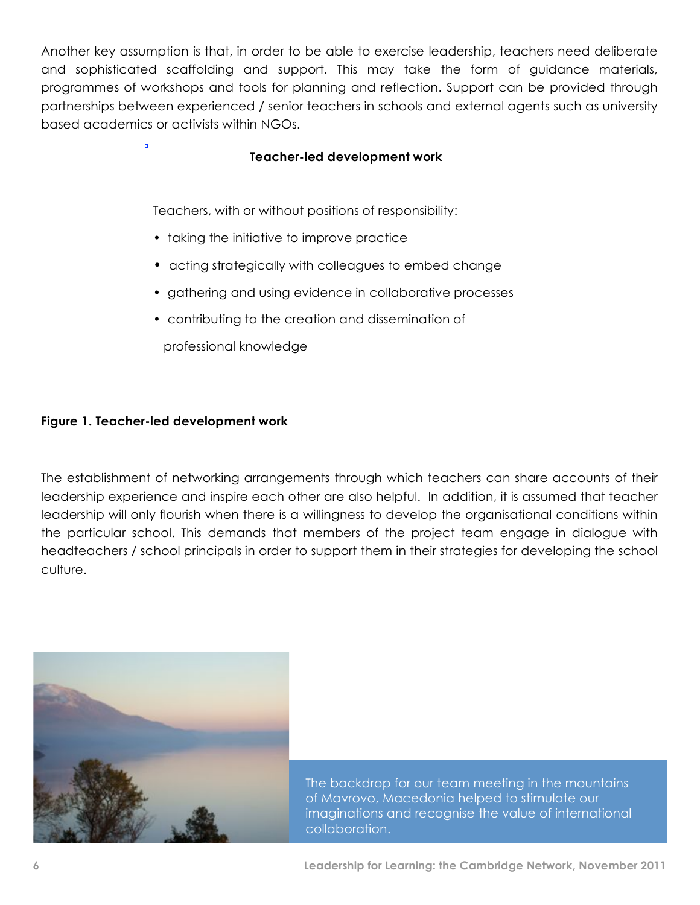Another key assumption is that, in order to be able to exercise leadership, teachers need deliberate and sophisticated scaffolding and support. This may take the form of guidance materials, programmes of workshops and tools for planning and reflection. Support can be provided through partnerships between experienced / senior teachers in schools and external agents such as university based academics or activists within NGOs.

**Teacher-led development work**

Teachers, with or without positions of responsibility:

- taking the initiative to improve practice
- acting strategically with colleagues to embed change
- gathering and using evidence in collaborative processes
- contributing to the creation and dissemination of professional knowledge

**Figure 1. Teacher-led development work**

The establishment of networking arrangements through which teachers can share accounts of their leadership experience and inspire each other are also helpful. In addition, it is assumed that teacher leadership will only flourish when there is a willingness to develop the organisational conditions within the particular school. This demands that members of the project team engage in dialogue with headteachers / school principals in order to support them in their strategies for developing the school culture.

The backdrop for our team meeting in the mountains of Mavrovo, Macedonia helped to stimulate our imaginations and recognise the value of international collaboration.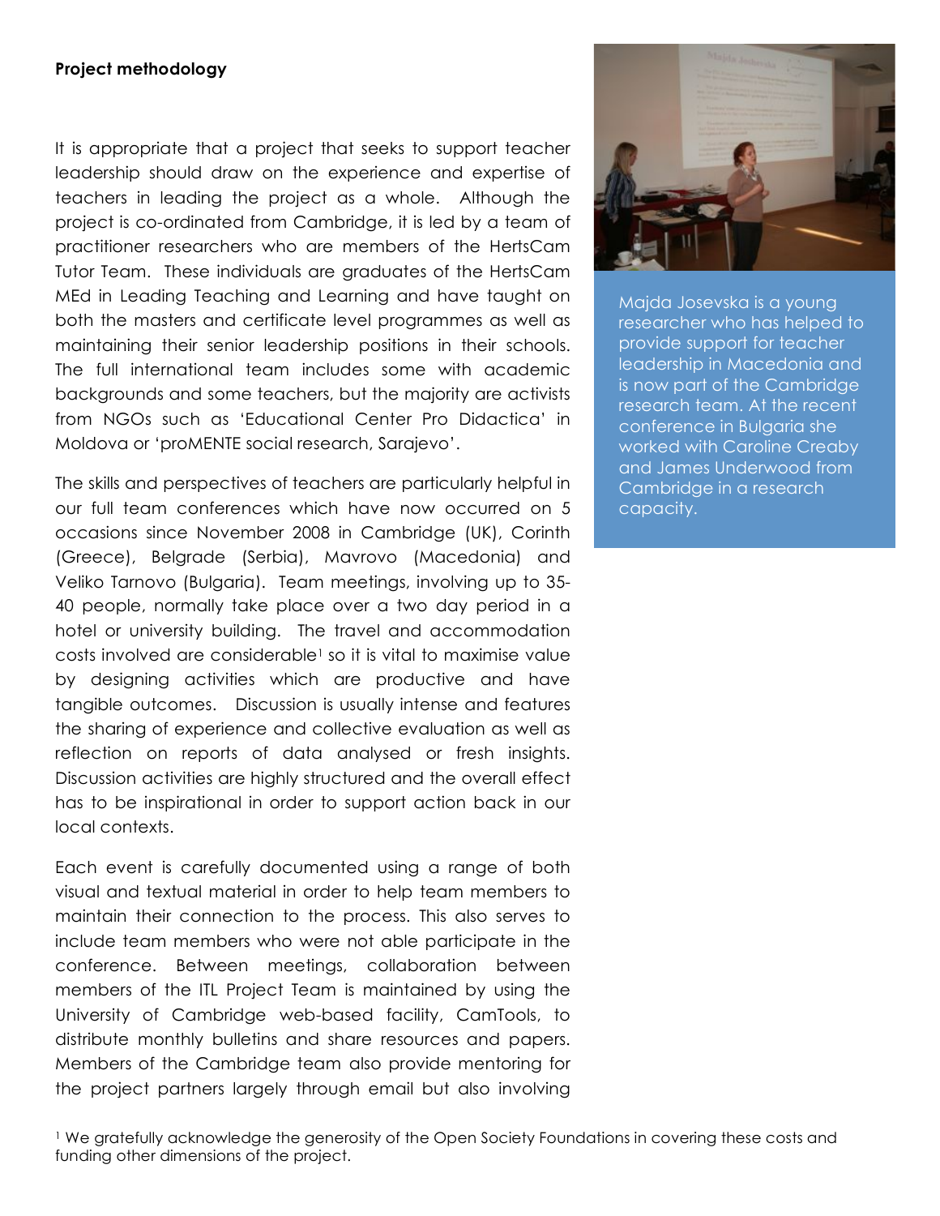**Project methodology**

It is appropriate that a project that seeks to support teacher leadership should draw on the experience and expertise of teachers in leading the project as a whole. Although the project is co-ordinated from Cambridge, it is led by a team of practitioner researchers who are members of the HertsCam Tutor Team. These individuals are graduates of the HertsCam MEd in Leading Teaching and Learning and have taught on both the masters and certificate level programmes as well as maintaining their senior leadership positions in their schools. The full international team includes some with academic backgrounds and some teachers, but the majority are activists from NGOs such as 'Educational Center Pro Didactica' in Moldova or 'proMENTE social research, Sarajevo'.

The skills and perspectives of teachers are particularly helpful in our full team conferences which have now occurred on 5 occasions since November 2008 in Cambridge (UK), Corinth (Greece), Belgrade (Serbia), Mavrovo (Macedonia) and Veliko Tarnovo (Bulgaria). Team meetings, involving up to 35-40 people, normally take place over a two day period in a hotel or university building. The travel and accommodation costs involved are considerable[1] so it is vital to maximise value by designing activities which are productive and have tangible outcomes. Discussion is usually intense and features the sharing of experience and collective evaluation as well as reflection on reports of data analysed or fresh insights. Discussion activities are highly structured and the overall effect has to be inspirational in order to support action back in our local contexts.

Each event is carefully documented using a range of both visual and textual material in order to help team members to maintain their connection to the process. This also serves to include team members who were not able participate in the conference. Between meetings, collaboration between members of the ITL Project Team is maintained by using the University of Cambridge web-based facility, CamTools, to distribute monthly bulletins and share resources and papers. Members of the Cambridge team also provide mentoring for the project partners largely through email but also involving

Majda Josevska is a young researcher who has helped to provide support for teacher leadership in Macedonia and is now part of the Cambridge research team. At the recent conference in Bulgaria she worked with Caroline Creaby and James Underwood from Cambridge in a research capacity.

[1] We gratefully acknowledge the generosity of the Open Society Foundations in covering these costs and funding other dimensions of the project.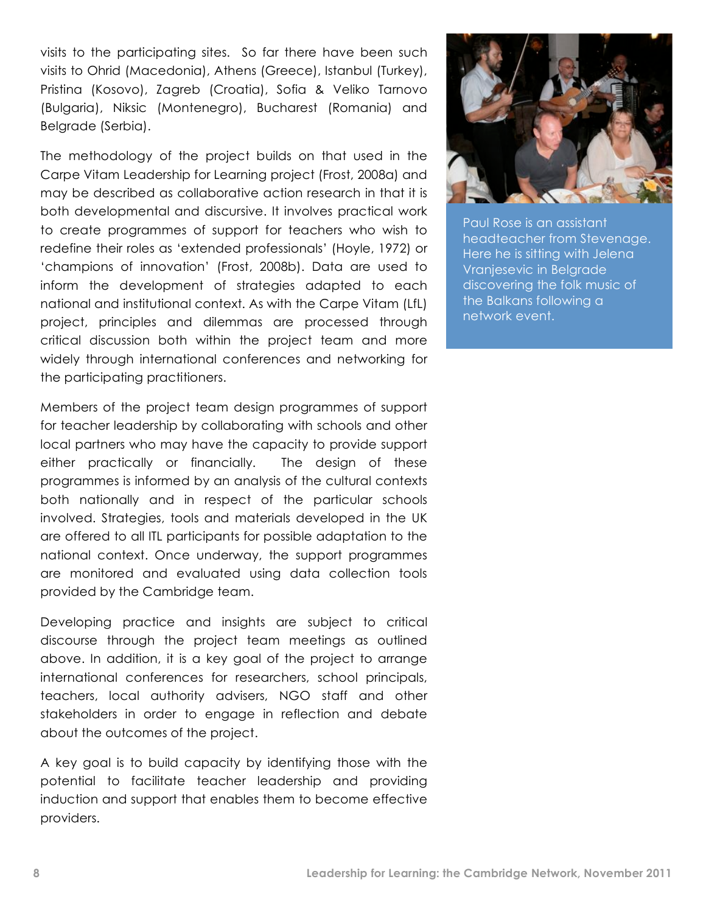visits to the participating sites. So far there have been such visits to Ohrid (Macedonia), Athens (Greece), Istanbul (Turkey), Pristina (Kosovo), Zagreb (Croatia), Sofia & Veliko Tarnovo (Bulgaria), Niksic (Montenegro), Bucharest (Romania) and Belgrade (Serbia).

The methodology of the project builds on that used in the Carpe Vitam Leadership for Learning project (Frost, 2008a) and may be described as collaborative action research in that it is both developmental and discursive. It involves practical work to create programmes of support for teachers who wish to redefine their roles as 'extended professionals' (Hoyle, 1972) or 'champions of innovation' (Frost, 2008b). Data are used to inform the development of strategies adapted to each national and institutional context. As with the Carpe Vitam (LfL) project, principles and dilemmas are processed through critical discussion both within the project team and more widely through international conferences and networking for the participating practitioners.

Members of the project team design programmes of support for teacher leadership by collaborating with schools and other local partners who may have the capacity to provide support either practically or financially. The design of these programmes is informed by an analysis of the cultural contexts both nationally and in respect of the particular schools involved. Strategies, tools and materials developed in the UK are offered to all ITL participants for possible adaptation to the national context. Once underway, the support programmes are monitored and evaluated using data collection tools provided by the Cambridge team.

Developing practice and insights are subject to critical discourse through the project team meetings as outlined above. In addition, it is a key goal of the project to arrange international conferences for researchers, school principals, teachers, local authority advisers, NGO staff and other stakeholders in order to engage in reflection and debate about the outcomes of the project.

A key goal is to build capacity by identifying those with the potential to facilitate teacher leadership and providing induction and support that enables them to become effective providers.

Paul Rose is an assistant headteacher from Stevenage. Here he is sitting with Jelena Vranjesevic in Belgrade discovering the folk music of the Balkans following a network event.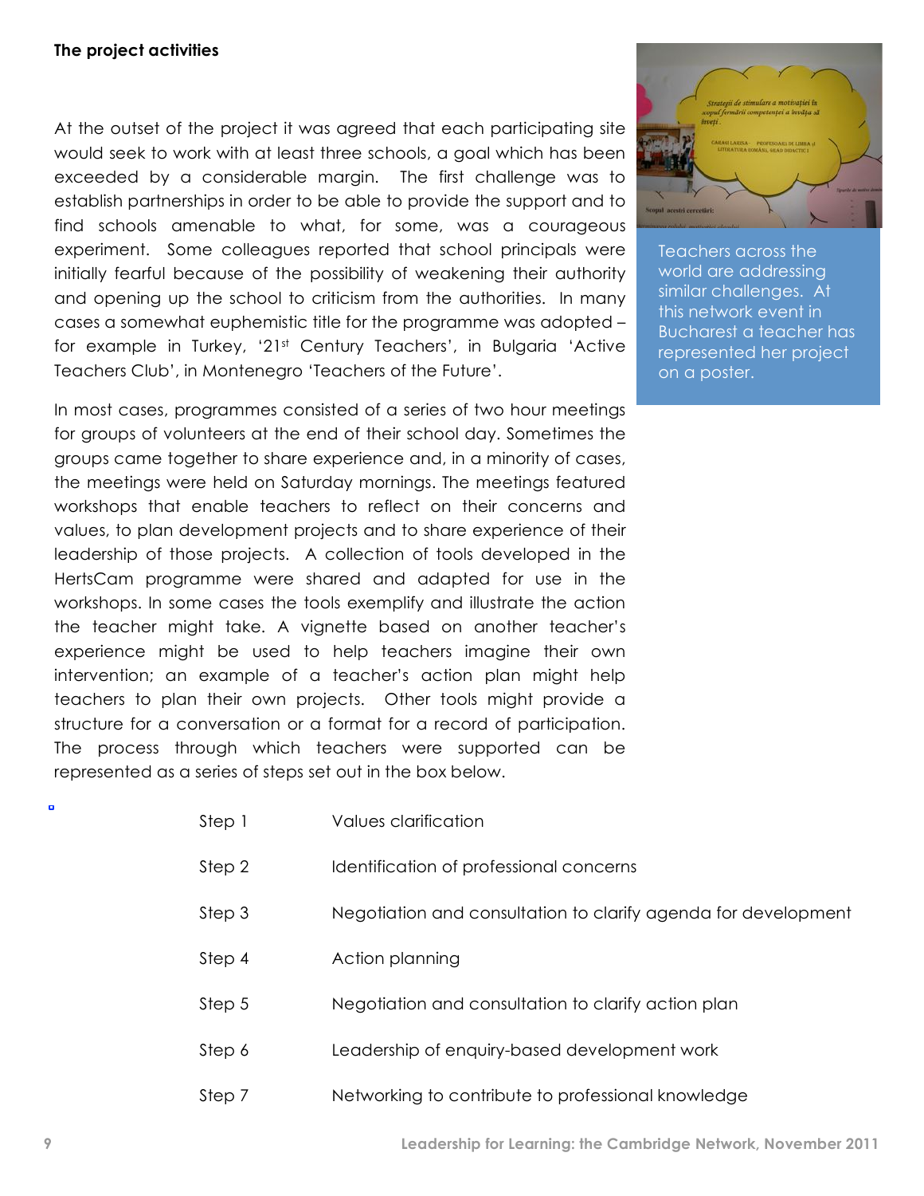### The project activities

At the outset of the project it was agreed that each participating site would seek to work with at least three schools, a goal which has been exceeded by a considerable margin. The first challenge was to establish partnerships in order to be able to provide the support and to find schools amenable to what, for some, was a courageous experiment. Some colleagues reported that school principals were initially fearful because of the possibility of weakening their authority and opening up the school to criticism from the authorities. In many cases a somewhat euphemistic title for the programme was adopted – for example in Turkey, '21st Century Teachers', in Bulgaria 'Active Teachers Club', in Montenegro 'Teachers of the Future'.

Teachers across the world are addressing similar challenges. At this network event in Bucharest a teacher has represented her project on a poster.

In most cases, programmes consisted of a series of two hour meetings for groups of volunteers at the end of their school day. Sometimes the groups came together to share experience and, in a minority of cases, the meetings were held on Saturday mornings. The meetings featured workshops that enable teachers to reflect on their concerns and values, to plan development projects and to share experience of their leadership of those projects. A collection of tools developed in the HertsCam programme were shared and adapted for use in the workshops. In some cases the tools exemplify and illustrate the action the teacher might take. A vignette based on another teacher's experience might be used to help teachers imagine their own intervention; an example of a teacher's action plan might help teachers to plan their own projects. Other tools might provide a structure for a conversation or a format for a record of participation. The process through which teachers were supported can be represented as a series of steps set out in the box below.

| Step | Description |
|---|---|
| Step 1 | Values clarification |
| Step 2 | Identification of professional concerns |
| Step 3 | Negotiation and consultation to clarify agenda for development |
| Step 4 | Action planning |
| Step 5 | Negotiation and consultation to clarify action plan |
| Step 6 | Leadership of enquiry-based development work |
| Step 7 | Networking to contribute to professional knowledge |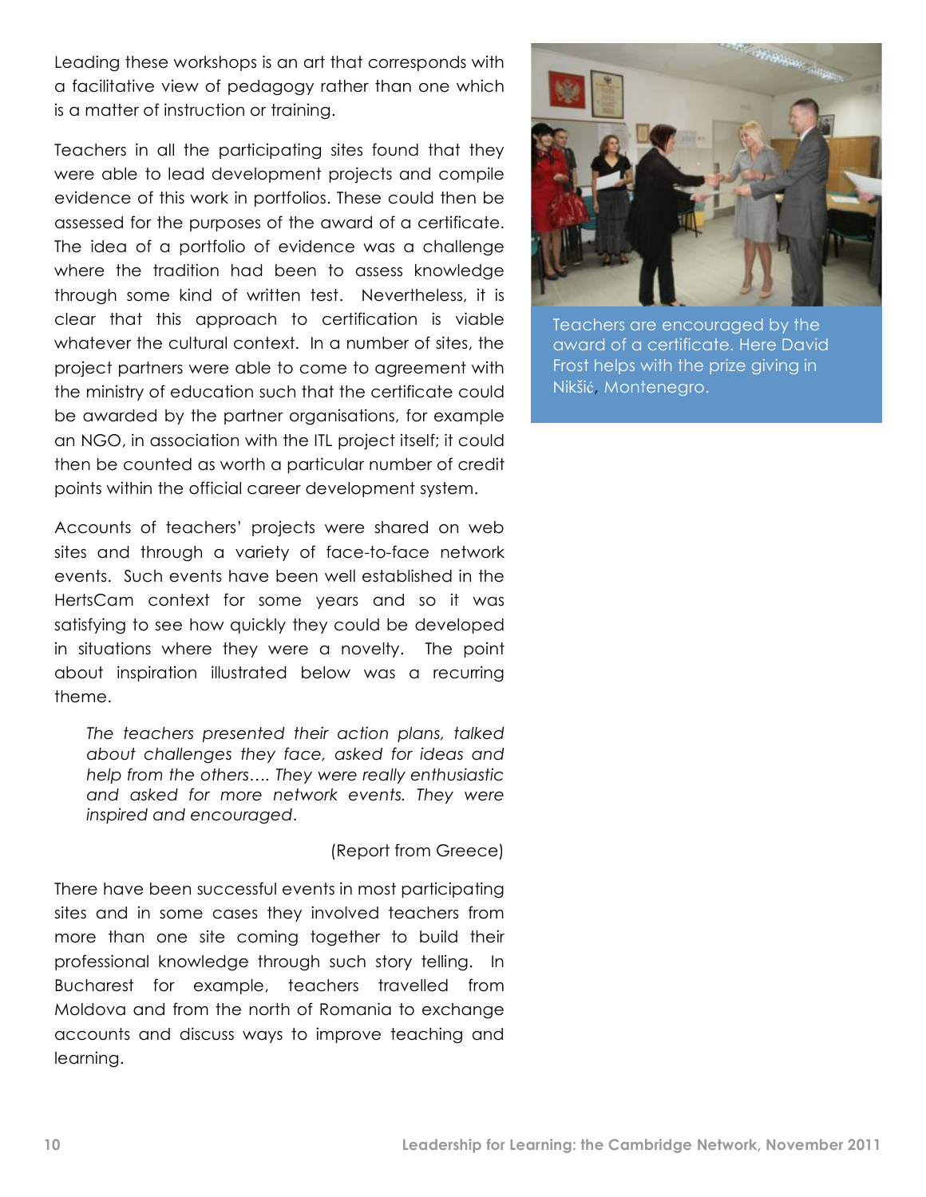Leading these workshops is an art that corresponds with a facilitative view of pedagogy rather than one which is a matter of instruction or training.

Teachers in all the participating sites found that they were able to lead development projects and compile evidence of this work in portfolios. These could then be assessed for the purposes of the award of a certificate. The idea of a portfolio of evidence was a challenge where the tradition had been to assess knowledge through some kind of written test. Nevertheless, it is clear that this approach to certification is viable whatever the cultural context. In a number of sites, the project partners were able to come to agreement with the ministry of education such that the certificate could be awarded by the partner organisations, for example an NGO, in association with the ITL project itself; it could then be counted as worth a particular number of credit points within the official career development system.

Accounts of teachers' projects were shared on web sites and through a variety of face-to-face network events. Such events have been well established in the HertsCam context for some years and so it was satisfying to see how quickly they could be developed in situations where they were a novelty. The point about inspiration illustrated below was a recurring theme.

> *The teachers presented their action plans, talked about challenges they face, asked for ideas and help from the others…. They were really enthusiastic and asked for more network events. They were inspired and encouraged.*
>
> (Report from Greece)

There have been successful events in most participating sites and in some cases they involved teachers from more than one site coming together to build their professional knowledge through such story telling. In Bucharest for example, teachers travelled from Moldova and from the north of Romania to exchange accounts and discuss ways to improve teaching and learning.

Teachers are encouraged by the award of a certificate. Here David Frost helps with the prize giving in Nikšić, Montenegro.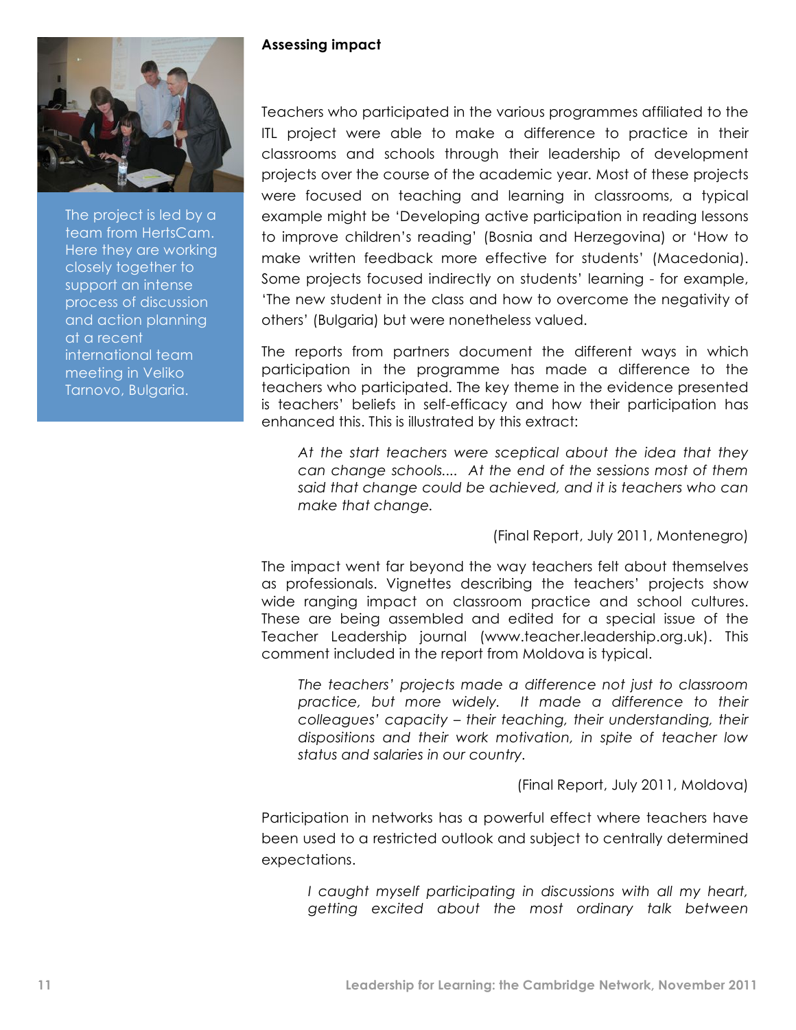## Assessing impact

The project is led by a team from HertsCam. Here they are working closely together to support an intense process of discussion and action planning at a recent international team meeting in Veliko Tarnovo, Bulgaria.

Teachers who participated in the various programmes affiliated to the ITL project were able to make a difference to practice in their classrooms and schools through their leadership of development projects over the course of the academic year. Most of these projects were focused on teaching and learning in classrooms, a typical example might be 'Developing active participation in reading lessons to improve children's reading' (Bosnia and Herzegovina) or 'How to make written feedback more effective for students' (Macedonia). Some projects focused indirectly on students' learning - for example, 'The new student in the class and how to overcome the negativity of others' (Bulgaria) but were nonetheless valued.

The reports from partners document the different ways in which participation in the programme has made a difference to the teachers who participated. The key theme in the evidence presented is teachers' beliefs in self-efficacy and how their participation has enhanced this. This is illustrated by this extract:

> *At the start teachers were sceptical about the idea that they can change schools.... At the end of the sessions most of them said that change could be achieved, and it is teachers who can make that change.*
>
> (Final Report, July 2011, Montenegro)

The impact went far beyond the way teachers felt about themselves as professionals. Vignettes describing the teachers' projects show wide ranging impact on classroom practice and school cultures. These are being assembled and edited for a special issue of the Teacher Leadership journal (www.teacher.leadership.org.uk). This comment included in the report from Moldova is typical.

> *The teachers' projects made a difference not just to classroom practice, but more widely. It made a difference to their colleagues' capacity – their teaching, their understanding, their dispositions and their work motivation, in spite of teacher low status and salaries in our country.*
>
> (Final Report, July 2011, Moldova)

Participation in networks has a powerful effect where teachers have been used to a restricted outlook and subject to centrally determined expectations.

> *I caught myself participating in discussions with all my heart, getting excited about the most ordinary talk between*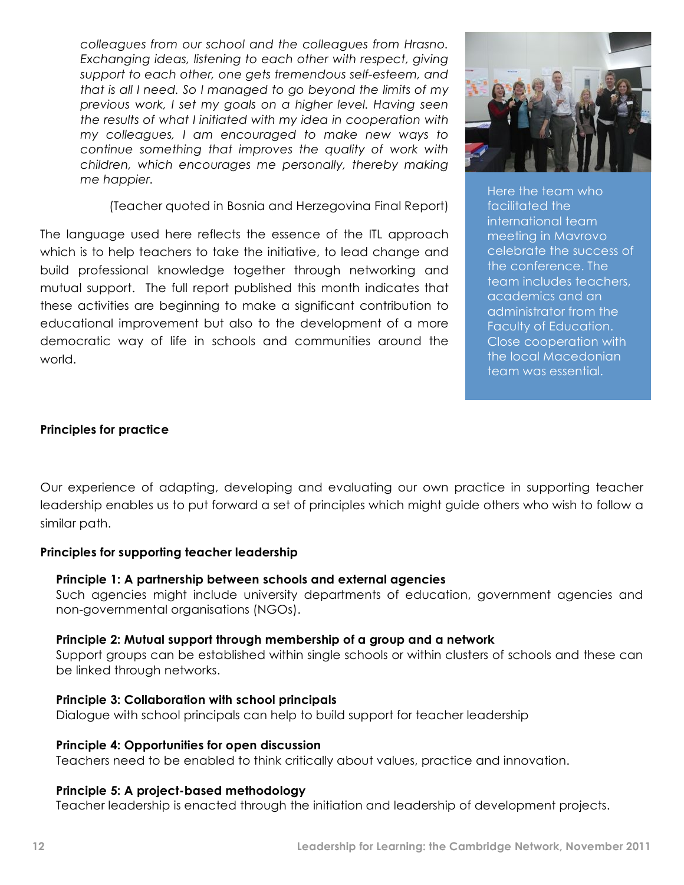*colleagues from our school and the colleagues from Hrasno. Exchanging ideas, listening to each other with respect, giving support to each other, one gets tremendous self-esteem, and that is all I need. So I managed to go beyond the limits of my previous work, I set my goals on a higher level. Having seen the results of what I initiated with my idea in cooperation with my colleagues, I am encouraged to make new ways to continue something that improves the quality of work with children, which encourages me personally, thereby making me happier.*

(Teacher quoted in Bosnia and Herzegovina Final Report)

The language used here reflects the essence of the ITL approach which is to help teachers to take the initiative, to lead change and build professional knowledge together through networking and mutual support. The full report published this month indicates that these activities are beginning to make a significant contribution to educational improvement but also to the development of a more democratic way of life in schools and communities around the world.

Here the team who facilitated the international team meeting in Mavrovo celebrate the success of the conference. The team includes teachers, academics and an administrator from the Faculty of Education. Close cooperation with the local Macedonian team was essential.

**Principles for practice**

Our experience of adapting, developing and evaluating our own practice in supporting teacher leadership enables us to put forward a set of principles which might guide others who wish to follow a similar path.

**Principles for supporting teacher leadership**

**Principle 1: A partnership between schools and external agencies**
Such agencies might include university departments of education, government agencies and non-governmental organisations (NGOs).

**Principle 2: Mutual support through membership of a group and a network**
Support groups can be established within single schools or within clusters of schools and these can be linked through networks.

**Principle 3: Collaboration with school principals**
Dialogue with school principals can help to build support for teacher leadership

**Principle 4: Opportunities for open discussion**
Teachers need to be enabled to think critically about values, practice and innovation.

**Principle 5: A project-based methodology**
Teacher leadership is enacted through the initiation and leadership of development projects.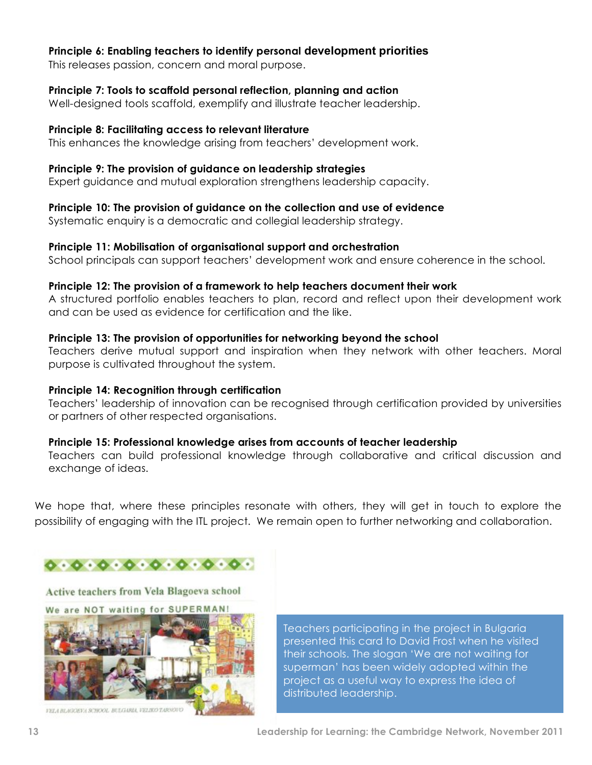**Principle 6: Enabling teachers to identify personal development priorities**
This releases passion, concern and moral purpose.

**Principle 7: Tools to scaffold personal reflection, planning and action**
Well-designed tools scaffold, exemplify and illustrate teacher leadership.

**Principle 8: Facilitating access to relevant literature**
This enhances the knowledge arising from teachers' development work.

**Principle 9: The provision of guidance on leadership strategies**
Expert guidance and mutual exploration strengthens leadership capacity.

**Principle 10: The provision of guidance on the collection and use of evidence**
Systematic enquiry is a democratic and collegial leadership strategy.

**Principle 11: Mobilisation of organisational support and orchestration**
School principals can support teachers' development work and ensure coherence in the school.

**Principle 12: The provision of a framework to help teachers document their work**
A structured portfolio enables teachers to plan, record and reflect upon their development work and can be used as evidence for certification and the like.

**Principle 13: The provision of opportunities for networking beyond the school**
Teachers derive mutual support and inspiration when they network with other teachers. Moral purpose is cultivated throughout the system.

**Principle 14: Recognition through certification**
Teachers' leadership of innovation can be recognised through certification provided by universities or partners of other respected organisations.

**Principle 15: Professional knowledge arises from accounts of teacher leadership**
Teachers can build professional knowledge through collaborative and critical discussion and exchange of ideas.

We hope that, where these principles resonate with others, they will get in touch to explore the possibility of engaging with the ITL project. We remain open to further networking and collaboration.

Active teachers from Vela Blagoeva school

We are NOT waiting for SUPERMAN!

VELA BLAGOEVA SCHOOL BULGARIA, VELIKO TARNOVO

Teachers participating in the project in Bulgaria presented this card to David Frost when he visited their schools. The slogan 'We are not waiting for superman' has been widely adopted within the project as a useful way to express the idea of distributed leadership.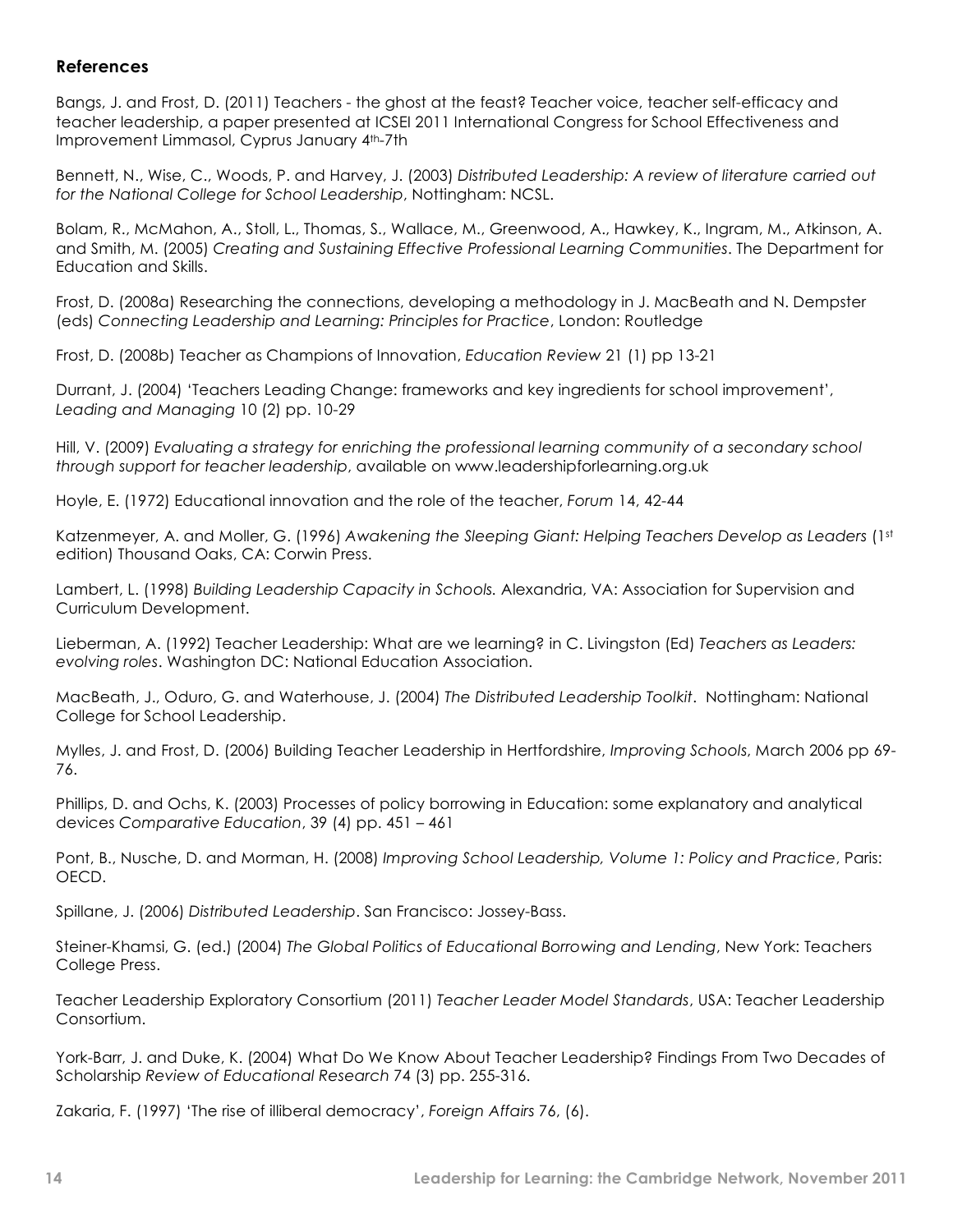## References

Bangs, J. and Frost, D. (2011) Teachers - the ghost at the feast? Teacher voice, teacher self-efficacy and teacher leadership, a paper presented at ICSEI 2011 International Congress for School Effectiveness and Improvement Limmasol, Cyprus January 4th-7th

Bennett, N., Wise, C., Woods, P. and Harvey, J. (2003) *Distributed Leadership: A review of literature carried out for the National College for School Leadership*, Nottingham: NCSL.

Bolam, R., McMahon, A., Stoll, L., Thomas, S., Wallace, M., Greenwood, A., Hawkey, K., Ingram, M., Atkinson, A. and Smith, M. (2005) *Creating and Sustaining Effective Professional Learning Communities*. The Department for Education and Skills.

Frost, D. (2008a) Researching the connections, developing a methodology in J. MacBeath and N. Dempster (eds) *Connecting Leadership and Learning: Principles for Practice*, London: Routledge

Frost, D. (2008b) Teacher as Champions of Innovation, *Education Review* 21 (1) pp 13-21

Durrant, J. (2004) 'Teachers Leading Change: frameworks and key ingredients for school improvement', *Leading and Managing* 10 (2) pp. 10-29

Hill, V. (2009) *Evaluating a strategy for enriching the professional learning community of a secondary school through support for teacher leadership*, available on www.leadershipforlearning.org.uk

Hoyle, E. (1972) Educational innovation and the role of the teacher, *Forum* 14, 42-44

Katzenmeyer, A. and Moller, G. (1996) *Awakening the Sleeping Giant: Helping Teachers Develop as Leaders* (1st edition) Thousand Oaks, CA: Corwin Press.

Lambert, L. (1998) *Building Leadership Capacity in Schools.* Alexandria, VA: Association for Supervision and Curriculum Development.

Lieberman, A. (1992) Teacher Leadership: What are we learning? in C. Livingston (Ed) *Teachers as Leaders: evolving roles*. Washington DC: National Education Association.

MacBeath, J., Oduro, G. and Waterhouse, J. (2004) *The Distributed Leadership Toolkit*. Nottingham: National College for School Leadership.

Mylles, J. and Frost, D. (2006) Building Teacher Leadership in Hertfordshire, *Improving Schools*, March 2006 pp 69-76.

Phillips, D. and Ochs, K. (2003) Processes of policy borrowing in Education: some explanatory and analytical devices *Comparative Education*, 39 (4) pp. 451 – 461

Pont, B., Nusche, D. and Morman, H. (2008) *Improving School Leadership, Volume 1: Policy and Practice*, Paris: OECD.

Spillane, J. (2006) *Distributed Leadership*. San Francisco: Jossey-Bass.

Steiner-Khamsi, G. (ed.) (2004) *The Global Politics of Educational Borrowing and Lending*, New York: Teachers College Press.

Teacher Leadership Exploratory Consortium (2011) *Teacher Leader Model Standards*, USA: Teacher Leadership Consortium.

York-Barr, J. and Duke, K. (2004) What Do We Know About Teacher Leadership? Findings From Two Decades of Scholarship *Review of Educational Research* 74 (3) pp. 255-316.

Zakaria, F. (1997) 'The rise of illiberal democracy', *Foreign Affairs* 76, (6).